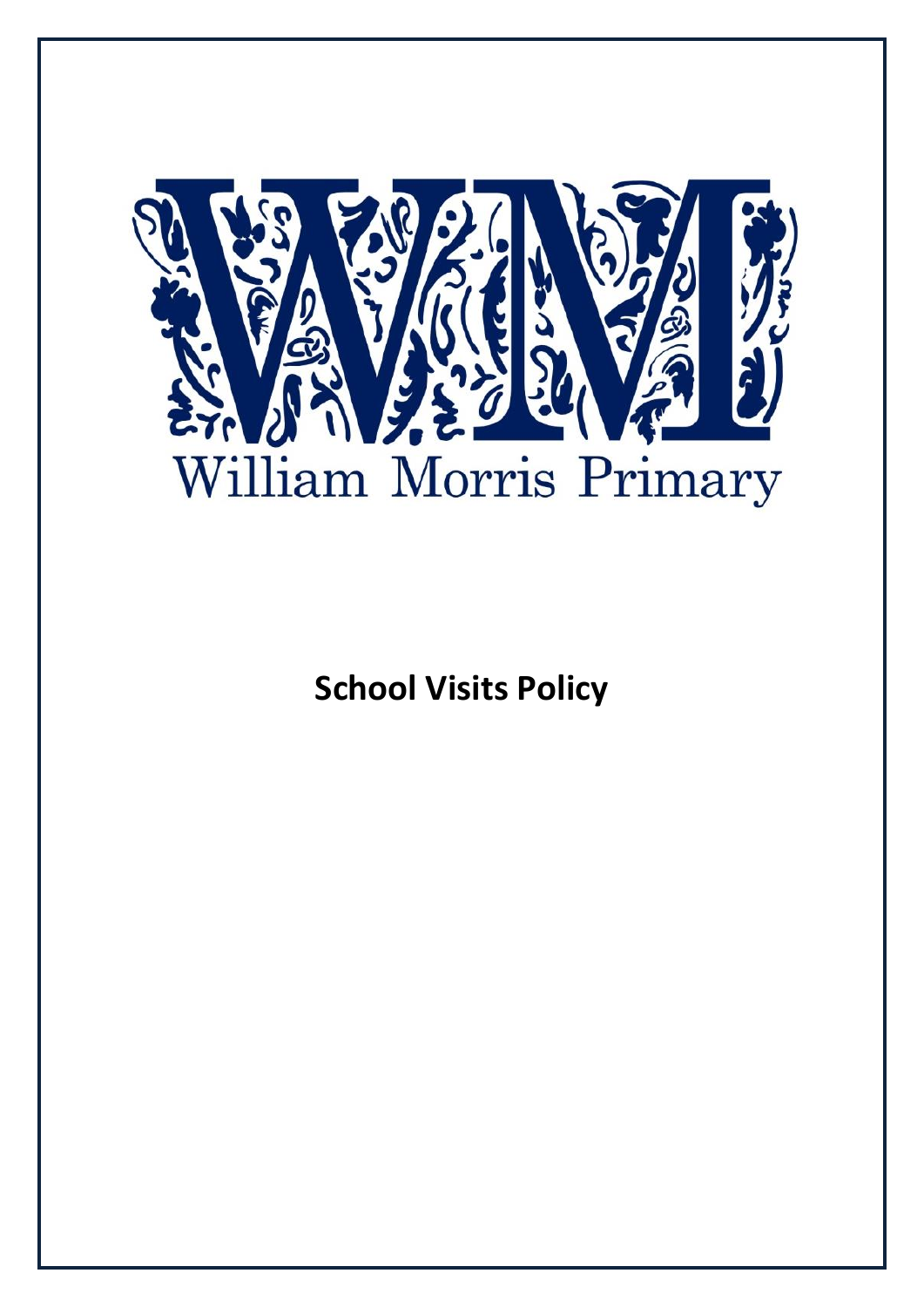William Morris Primary

# School Visits Policy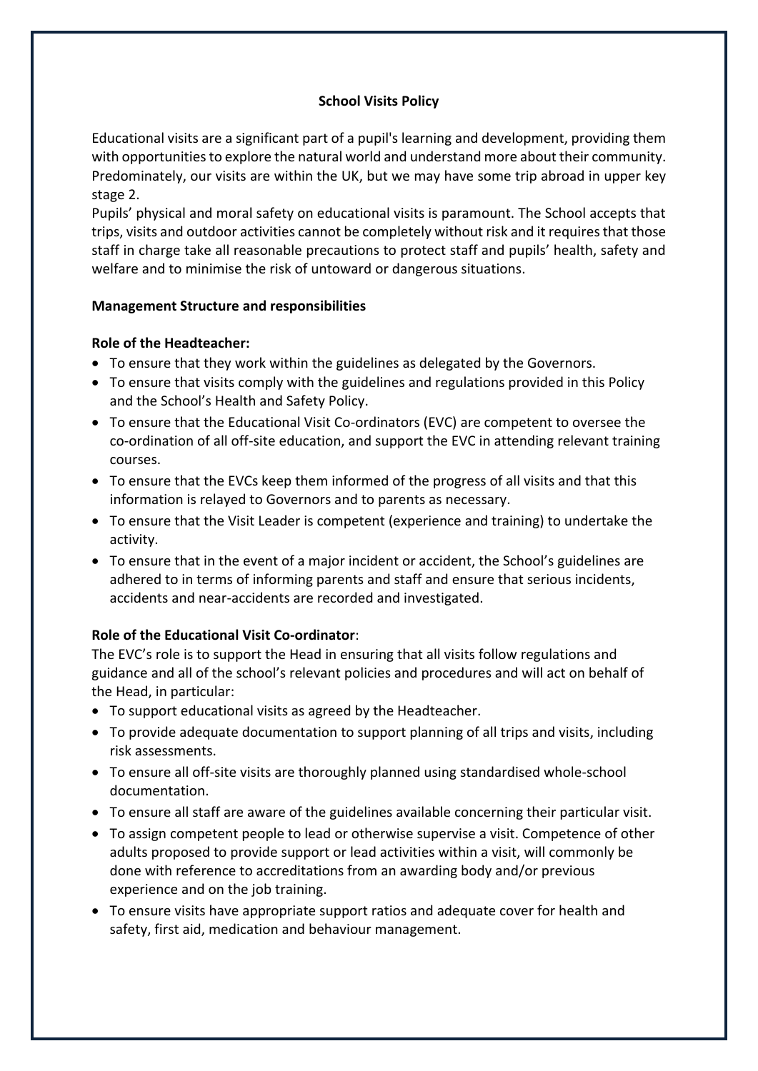## School Visits Policy

Educational visits are a significant part of a pupil's learning and development, providing them with opportunities to explore the natural world and understand more about their community. Predominately, our visits are within the UK, but we may have some trip abroad in upper key stage 2.

Pupils' physical and moral safety on educational visits is paramount. The School accepts that trips, visits and outdoor activities cannot be completely without risk and it requires that those staff in charge take all reasonable precautions to protect staff and pupils' health, safety and welfare and to minimise the risk of untoward or dangerous situations.

### Management Structure and responsibilities

**Role of the Headteacher:**

- To ensure that they work within the guidelines as delegated by the Governors.
- To ensure that visits comply with the guidelines and regulations provided in this Policy and the School's Health and Safety Policy.
- To ensure that the Educational Visit Co-ordinators (EVC) are competent to oversee the co-ordination of all off-site education, and support the EVC in attending relevant training courses.
- To ensure that the EVCs keep them informed of the progress of all visits and that this information is relayed to Governors and to parents as necessary.
- To ensure that the Visit Leader is competent (experience and training) to undertake the activity.
- To ensure that in the event of a major incident or accident, the School's guidelines are adhered to in terms of informing parents and staff and ensure that serious incidents, accidents and near-accidents are recorded and investigated.

**Role of the Educational Visit Co-ordinator**:

The EVC's role is to support the Head in ensuring that all visits follow regulations and guidance and all of the school's relevant policies and procedures and will act on behalf of the Head, in particular:

- To support educational visits as agreed by the Headteacher.
- To provide adequate documentation to support planning of all trips and visits, including risk assessments.
- To ensure all off-site visits are thoroughly planned using standardised whole-school documentation.
- To ensure all staff are aware of the guidelines available concerning their particular visit.
- To assign competent people to lead or otherwise supervise a visit. Competence of other adults proposed to provide support or lead activities within a visit, will commonly be done with reference to accreditations from an awarding body and/or previous experience and on the job training.
- To ensure visits have appropriate support ratios and adequate cover for health and safety, first aid, medication and behaviour management.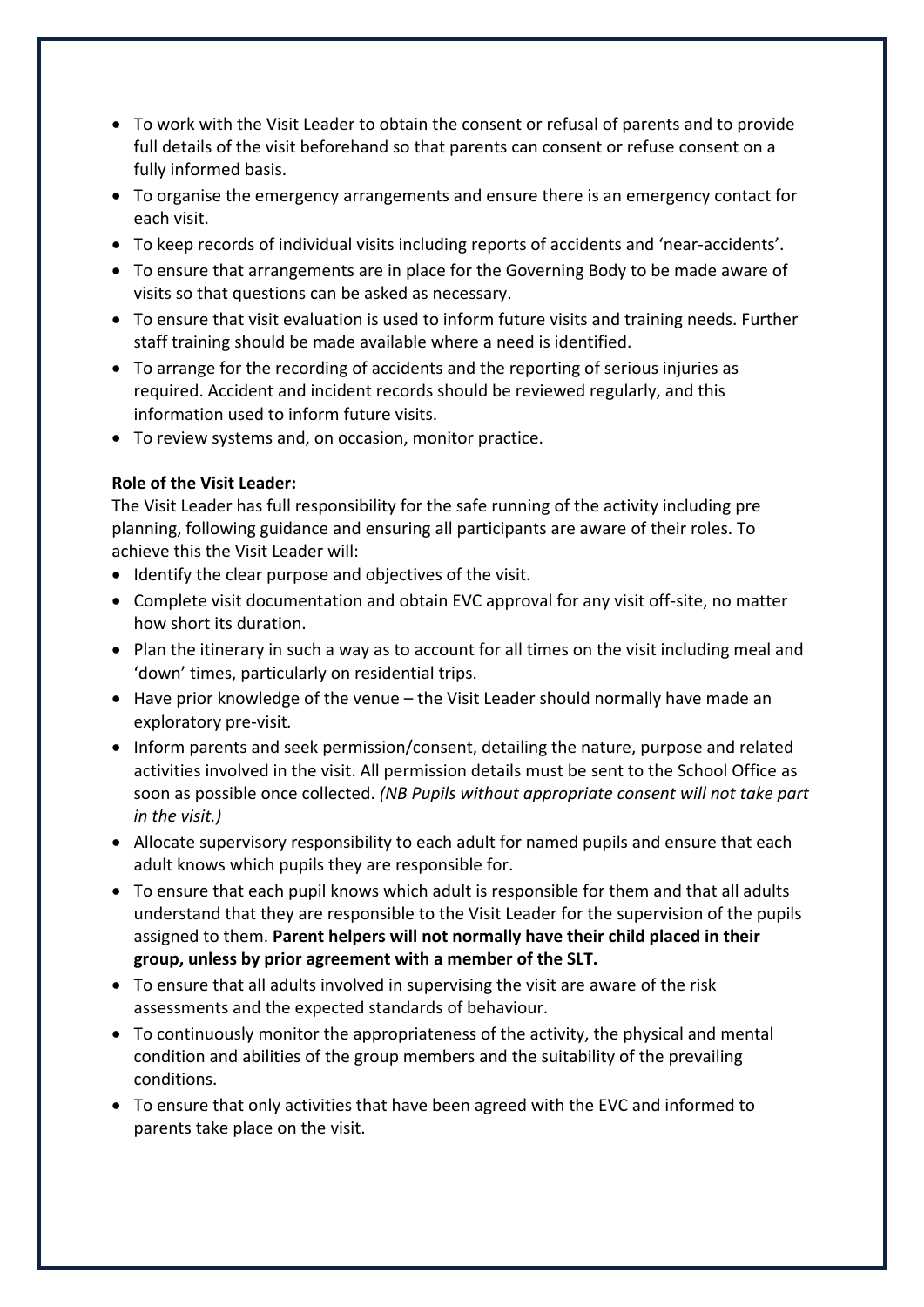- To work with the Visit Leader to obtain the consent or refusal of parents and to provide full details of the visit beforehand so that parents can consent or refuse consent on a fully informed basis.
- To organise the emergency arrangements and ensure there is an emergency contact for each visit.
- To keep records of individual visits including reports of accidents and 'near-accidents'.
- To ensure that arrangements are in place for the Governing Body to be made aware of visits so that questions can be asked as necessary.
- To ensure that visit evaluation is used to inform future visits and training needs. Further staff training should be made available where a need is identified.
- To arrange for the recording of accidents and the reporting of serious injuries as required. Accident and incident records should be reviewed regularly, and this information used to inform future visits.
- To review systems and, on occasion, monitor practice.

**Role of the Visit Leader:**

The Visit Leader has full responsibility for the safe running of the activity including pre planning, following guidance and ensuring all participants are aware of their roles. To achieve this the Visit Leader will:

- Identify the clear purpose and objectives of the visit.
- Complete visit documentation and obtain EVC approval for any visit off-site, no matter how short its duration.
- Plan the itinerary in such a way as to account for all times on the visit including meal and 'down' times, particularly on residential trips.
- Have prior knowledge of the venue – the Visit Leader should normally have made an exploratory pre-visit*.*
- Inform parents and seek permission/consent, detailing the nature, purpose and related activities involved in the visit. All permission details must be sent to the School Office as soon as possible once collected. *(NB Pupils without appropriate consent will not take part in the visit.)*
- Allocate supervisory responsibility to each adult for named pupils and ensure that each adult knows which pupils they are responsible for.
- To ensure that each pupil knows which adult is responsible for them and that all adults understand that they are responsible to the Visit Leader for the supervision of the pupils assigned to them. **Parent helpers will not normally have their child placed in their group, unless by prior agreement with a member of the SLT.**
- To ensure that all adults involved in supervising the visit are aware of the risk assessments and the expected standards of behaviour.
- To continuously monitor the appropriateness of the activity, the physical and mental condition and abilities of the group members and the suitability of the prevailing conditions.
- To ensure that only activities that have been agreed with the EVC and informed to parents take place on the visit.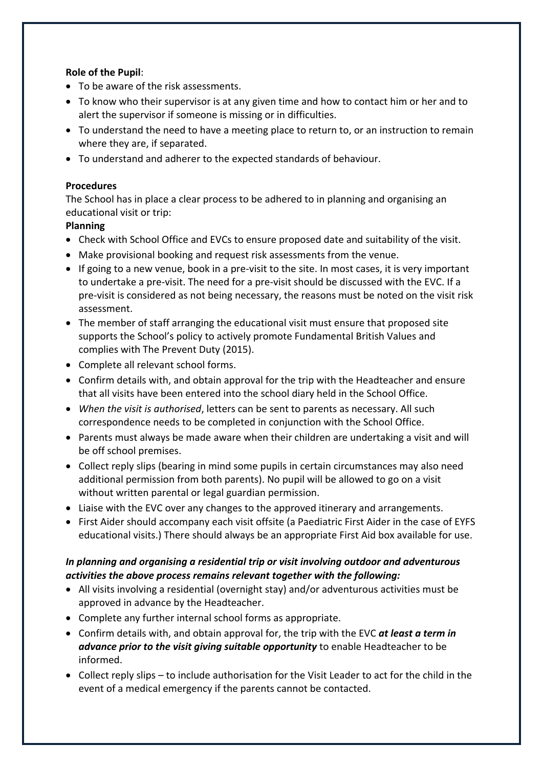**Role of the Pupil**:

- To be aware of the risk assessments.
- To know who their supervisor is at any given time and how to contact him or her and to alert the supervisor if someone is missing or in difficulties.
- To understand the need to have a meeting place to return to, or an instruction to remain where they are, if separated.
- To understand and adherer to the expected standards of behaviour.

**Procedures**

The School has in place a clear process to be adhered to in planning and organising an educational visit or trip:

**Planning**

- Check with School Office and EVCs to ensure proposed date and suitability of the visit.
- Make provisional booking and request risk assessments from the venue.
- If going to a new venue, book in a pre-visit to the site. In most cases, it is very important to undertake a pre-visit. The need for a pre-visit should be discussed with the EVC. If a pre-visit is considered as not being necessary, the reasons must be noted on the visit risk assessment.
- The member of staff arranging the educational visit must ensure that proposed site supports the School's policy to actively promote Fundamental British Values and complies with The Prevent Duty (2015).
- Complete all relevant school forms.
- Confirm details with, and obtain approval for the trip with the Headteacher and ensure that all visits have been entered into the school diary held in the School Office.
- *When the visit is authorised*, letters can be sent to parents as necessary. All such correspondence needs to be completed in conjunction with the School Office.
- Parents must always be made aware when their children are undertaking a visit and will be off school premises.
- Collect reply slips (bearing in mind some pupils in certain circumstances may also need additional permission from both parents). No pupil will be allowed to go on a visit without written parental or legal guardian permission.
- Liaise with the EVC over any changes to the approved itinerary and arrangements.
- First Aider should accompany each visit offsite (a Paediatric First Aider in the case of EYFS educational visits.) There should always be an appropriate First Aid box available for use.

***In planning and organising a residential trip or visit involving outdoor and adventurous activities the above process remains relevant together with the following:***

- All visits involving a residential (overnight stay) and/or adventurous activities must be approved in advance by the Headteacher.
- Complete any further internal school forms as appropriate.
- Confirm details with, and obtain approval for, the trip with the EVC ***at least a term in advance prior to the visit giving suitable opportunity*** to enable Headteacher to be informed.
- Collect reply slips – to include authorisation for the Visit Leader to act for the child in the event of a medical emergency if the parents cannot be contacted.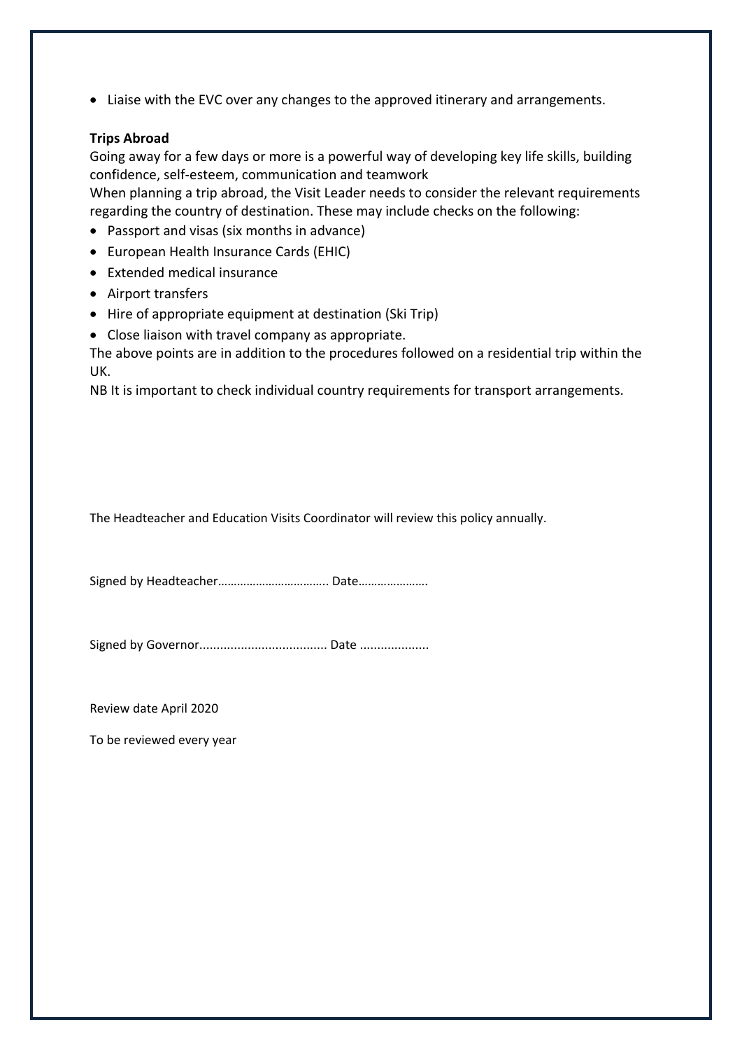- Liaise with the EVC over any changes to the approved itinerary and arrangements.

**Trips Abroad**

Going away for a few days or more is a powerful way of developing key life skills, building confidence, self-esteem, communication and teamwork

When planning a trip abroad, the Visit Leader needs to consider the relevant requirements regarding the country of destination. These may include checks on the following:

- Passport and visas (six months in advance)
- European Health Insurance Cards (EHIC)
- Extended medical insurance
- Airport transfers
- Hire of appropriate equipment at destination (Ski Trip)
- Close liaison with travel company as appropriate.

The above points are in addition to the procedures followed on a residential trip within the UK.

NB It is important to check individual country requirements for transport arrangements.

The Headteacher and Education Visits Coordinator will review this policy annually.

Signed by Headteacher…………………………….. Date…………………

Signed by Governor.................................... Date ...................

Review date April 2020

To be reviewed every year